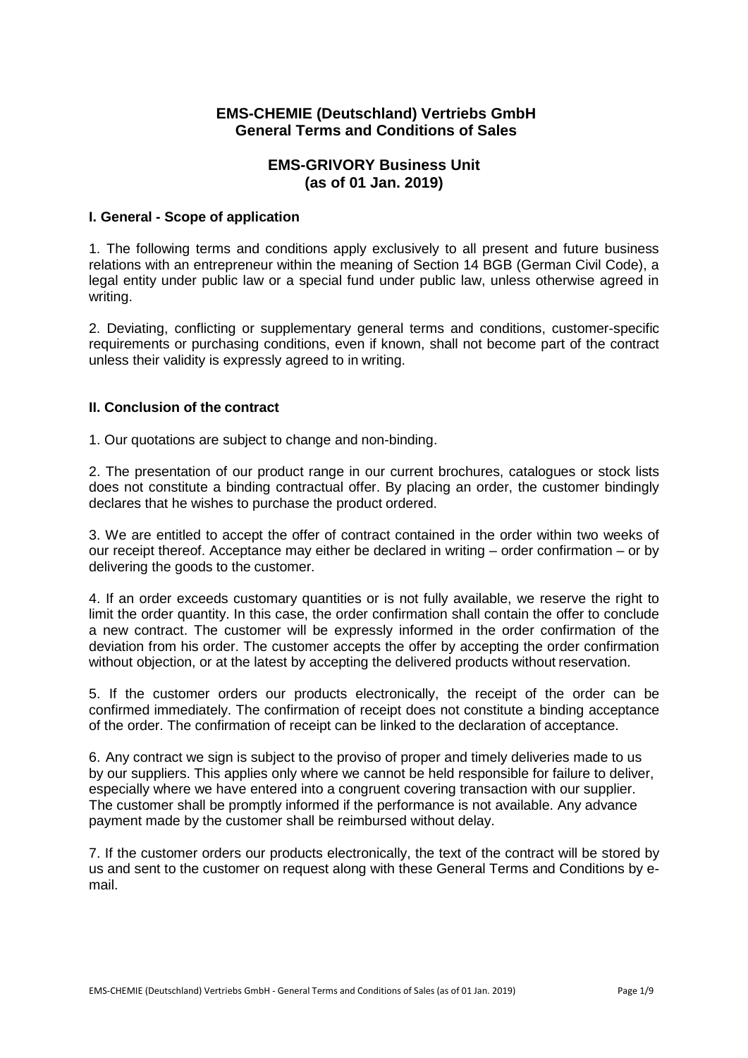# EMS-CHEMIE (Deutschland) Vertriebs GmbH
# General Terms and Conditions of Sales

## EMS-GRIVORY Business Unit
## (as of 01 Jan. 2019)

### I. General - Scope of application

1. The following terms and conditions apply exclusively to all present and future business relations with an entrepreneur within the meaning of Section 14 BGB (German Civil Code), a legal entity under public law or a special fund under public law, unless otherwise agreed in writing.

2. Deviating, conflicting or supplementary general terms and conditions, customer-specific requirements or purchasing conditions, even if known, shall not become part of the contract unless their validity is expressly agreed to in writing.

### II. Conclusion of the contract

1. Our quotations are subject to change and non-binding.

2. The presentation of our product range in our current brochures, catalogues or stock lists does not constitute a binding contractual offer. By placing an order, the customer bindingly declares that he wishes to purchase the product ordered.

3. We are entitled to accept the offer of contract contained in the order within two weeks of our receipt thereof. Acceptance may either be declared in writing – order confirmation – or by delivering the goods to the customer.

4. If an order exceeds customary quantities or is not fully available, we reserve the right to limit the order quantity. In this case, the order confirmation shall contain the offer to conclude a new contract. The customer will be expressly informed in the order confirmation of the deviation from his order. The customer accepts the offer by accepting the order confirmation without objection, or at the latest by accepting the delivered products without reservation.

5. If the customer orders our products electronically, the receipt of the order can be confirmed immediately. The confirmation of receipt does not constitute a binding acceptance of the order. The confirmation of receipt can be linked to the declaration of acceptance.

6. Any contract we sign is subject to the proviso of proper and timely deliveries made to us by our suppliers. This applies only where we cannot be held responsible for failure to deliver, especially where we have entered into a congruent covering transaction with our supplier. The customer shall be promptly informed if the performance is not available. Any advance payment made by the customer shall be reimbursed without delay.

7. If the customer orders our products electronically, the text of the contract will be stored by us and sent to the customer on request along with these General Terms and Conditions by e-mail.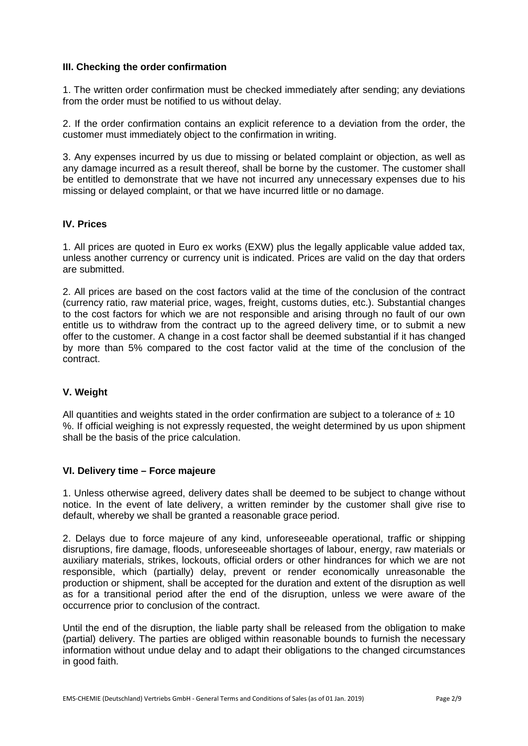### III. Checking the order confirmation

1. The written order confirmation must be checked immediately after sending; any deviations from the order must be notified to us without delay.

2. If the order confirmation contains an explicit reference to a deviation from the order, the customer must immediately object to the confirmation in writing.

3. Any expenses incurred by us due to missing or belated complaint or objection, as well as any damage incurred as a result thereof, shall be borne by the customer. The customer shall be entitled to demonstrate that we have not incurred any unnecessary expenses due to his missing or delayed complaint, or that we have incurred little or no damage.

### IV. Prices

1. All prices are quoted in Euro ex works (EXW) plus the legally applicable value added tax, unless another currency or currency unit is indicated. Prices are valid on the day that orders are submitted.

2. All prices are based on the cost factors valid at the time of the conclusion of the contract (currency ratio, raw material price, wages, freight, customs duties, etc.). Substantial changes to the cost factors for which we are not responsible and arising through no fault of our own entitle us to withdraw from the contract up to the agreed delivery time, or to submit a new offer to the customer. A change in a cost factor shall be deemed substantial if it has changed by more than 5% compared to the cost factor valid at the time of the conclusion of the contract.

### V. Weight

All quantities and weights stated in the order confirmation are subject to a tolerance of ± 10 %. If official weighing is not expressly requested, the weight determined by us upon shipment shall be the basis of the price calculation.

### VI. Delivery time – Force majeure

1. Unless otherwise agreed, delivery dates shall be deemed to be subject to change without notice. In the event of late delivery, a written reminder by the customer shall give rise to default, whereby we shall be granted a reasonable grace period.

2. Delays due to force majeure of any kind, unforeseeable operational, traffic or shipping disruptions, fire damage, floods, unforeseeable shortages of labour, energy, raw materials or auxiliary materials, strikes, lockouts, official orders or other hindrances for which we are not responsible, which (partially) delay, prevent or render economically unreasonable the production or shipment, shall be accepted for the duration and extent of the disruption as well as for a transitional period after the end of the disruption, unless we were aware of the occurrence prior to conclusion of the contract.

Until the end of the disruption, the liable party shall be released from the obligation to make (partial) delivery. The parties are obliged within reasonable bounds to furnish the necessary information without undue delay and to adapt their obligations to the changed circumstances in good faith.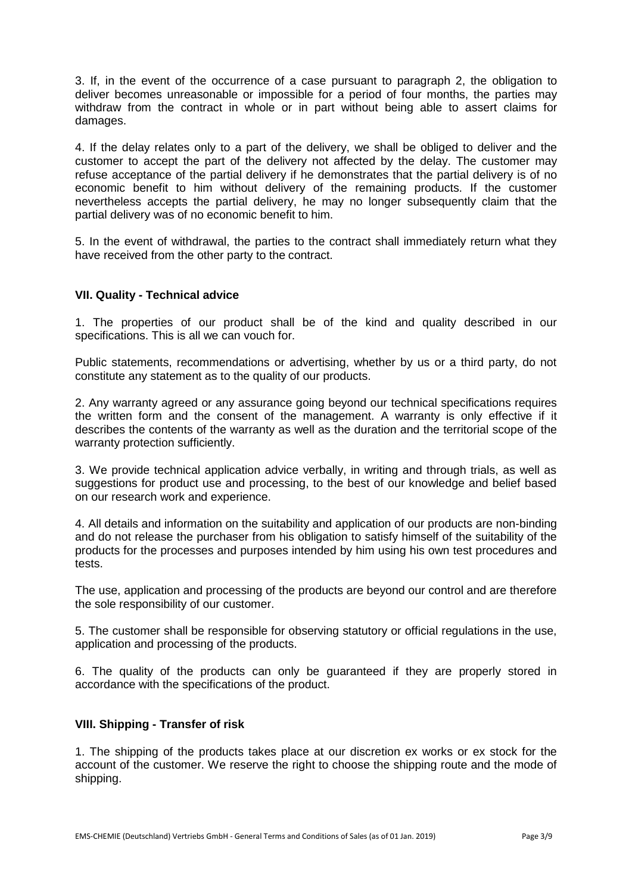3. If, in the event of the occurrence of a case pursuant to paragraph 2, the obligation to deliver becomes unreasonable or impossible for a period of four months, the parties may withdraw from the contract in whole or in part without being able to assert claims for damages.

4. If the delay relates only to a part of the delivery, we shall be obliged to deliver and the customer to accept the part of the delivery not affected by the delay. The customer may refuse acceptance of the partial delivery if he demonstrates that the partial delivery is of no economic benefit to him without delivery of the remaining products. If the customer nevertheless accepts the partial delivery, he may no longer subsequently claim that the partial delivery was of no economic benefit to him.

5. In the event of withdrawal, the parties to the contract shall immediately return what they have received from the other party to the contract.

### VII. Quality - Technical advice

1. The properties of our product shall be of the kind and quality described in our specifications. This is all we can vouch for.

Public statements, recommendations or advertising, whether by us or a third party, do not constitute any statement as to the quality of our products.

2. Any warranty agreed or any assurance going beyond our technical specifications requires the written form and the consent of the management. A warranty is only effective if it describes the contents of the warranty as well as the duration and the territorial scope of the warranty protection sufficiently.

3. We provide technical application advice verbally, in writing and through trials, as well as suggestions for product use and processing, to the best of our knowledge and belief based on our research work and experience.

4. All details and information on the suitability and application of our products are non-binding and do not release the purchaser from his obligation to satisfy himself of the suitability of the products for the processes and purposes intended by him using his own test procedures and tests.

The use, application and processing of the products are beyond our control and are therefore the sole responsibility of our customer.

5. The customer shall be responsible for observing statutory or official regulations in the use, application and processing of the products.

6. The quality of the products can only be guaranteed if they are properly stored in accordance with the specifications of the product.

### VIII. Shipping - Transfer of risk

1. The shipping of the products takes place at our discretion ex works or ex stock for the account of the customer. We reserve the right to choose the shipping route and the mode of shipping.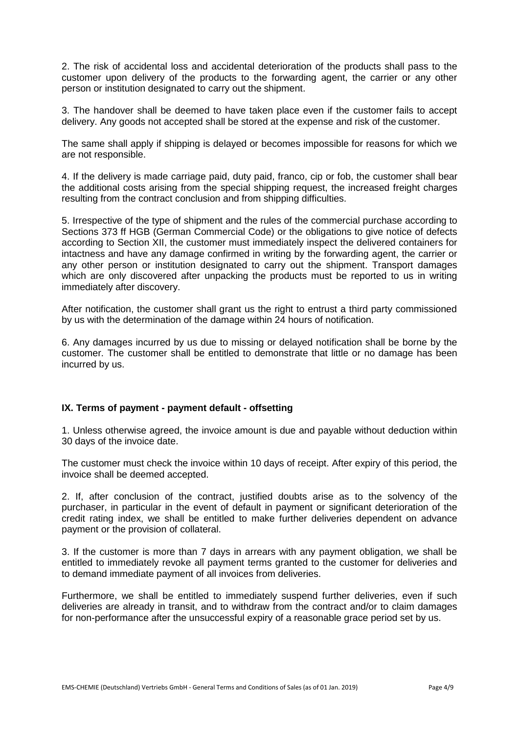2. The risk of accidental loss and accidental deterioration of the products shall pass to the customer upon delivery of the products to the forwarding agent, the carrier or any other person or institution designated to carry out the shipment.

3. The handover shall be deemed to have taken place even if the customer fails to accept delivery. Any goods not accepted shall be stored at the expense and risk of the customer.

The same shall apply if shipping is delayed or becomes impossible for reasons for which we are not responsible.

4. If the delivery is made carriage paid, duty paid, franco, cip or fob, the customer shall bear the additional costs arising from the special shipping request, the increased freight charges resulting from the contract conclusion and from shipping difficulties.

5. Irrespective of the type of shipment and the rules of the commercial purchase according to Sections 373 ff HGB (German Commercial Code) or the obligations to give notice of defects according to Section XII, the customer must immediately inspect the delivered containers for intactness and have any damage confirmed in writing by the forwarding agent, the carrier or any other person or institution designated to carry out the shipment. Transport damages which are only discovered after unpacking the products must be reported to us in writing immediately after discovery.

After notification, the customer shall grant us the right to entrust a third party commissioned by us with the determination of the damage within 24 hours of notification.

6. Any damages incurred by us due to missing or delayed notification shall be borne by the customer. The customer shall be entitled to demonstrate that little or no damage has been incurred by us.

## IX. Terms of payment - payment default - offsetting

1. Unless otherwise agreed, the invoice amount is due and payable without deduction within 30 days of the invoice date.

The customer must check the invoice within 10 days of receipt. After expiry of this period, the invoice shall be deemed accepted.

2. If, after conclusion of the contract, justified doubts arise as to the solvency of the purchaser, in particular in the event of default in payment or significant deterioration of the credit rating index, we shall be entitled to make further deliveries dependent on advance payment or the provision of collateral.

3. If the customer is more than 7 days in arrears with any payment obligation, we shall be entitled to immediately revoke all payment terms granted to the customer for deliveries and to demand immediate payment of all invoices from deliveries.

Furthermore, we shall be entitled to immediately suspend further deliveries, even if such deliveries are already in transit, and to withdraw from the contract and/or to claim damages for non-performance after the unsuccessful expiry of a reasonable grace period set by us.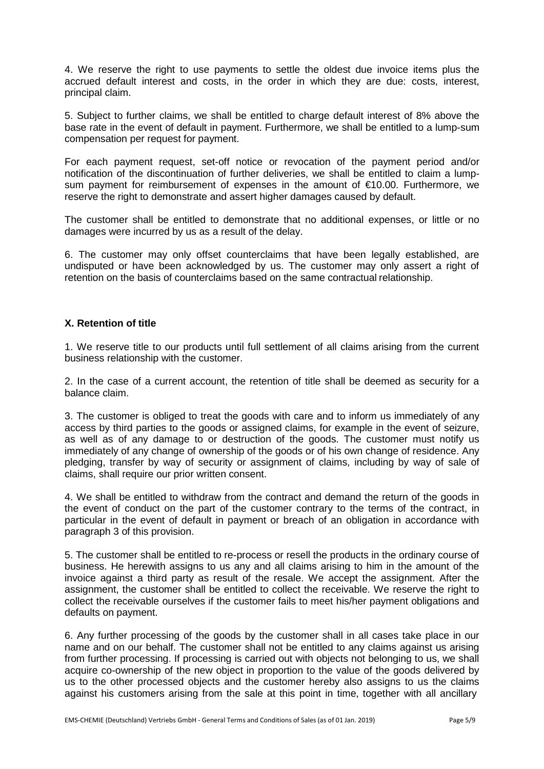4. We reserve the right to use payments to settle the oldest due invoice items plus the accrued default interest and costs, in the order in which they are due: costs, interest, principal claim.

5. Subject to further claims, we shall be entitled to charge default interest of 8% above the base rate in the event of default in payment. Furthermore, we shall be entitled to a lump-sum compensation per request for payment.

For each payment request, set-off notice or revocation of the payment period and/or notification of the discontinuation of further deliveries, we shall be entitled to claim a lump-sum payment for reimbursement of expenses in the amount of €10.00. Furthermore, we reserve the right to demonstrate and assert higher damages caused by default.

The customer shall be entitled to demonstrate that no additional expenses, or little or no damages were incurred by us as a result of the delay.

6. The customer may only offset counterclaims that have been legally established, are undisputed or have been acknowledged by us. The customer may only assert a right of retention on the basis of counterclaims based on the same contractual relationship.

## X. Retention of title

1. We reserve title to our products until full settlement of all claims arising from the current business relationship with the customer.

2. In the case of a current account, the retention of title shall be deemed as security for a balance claim.

3. The customer is obliged to treat the goods with care and to inform us immediately of any access by third parties to the goods or assigned claims, for example in the event of seizure, as well as of any damage to or destruction of the goods. The customer must notify us immediately of any change of ownership of the goods or of his own change of residence. Any pledging, transfer by way of security or assignment of claims, including by way of sale of claims, shall require our prior written consent.

4. We shall be entitled to withdraw from the contract and demand the return of the goods in the event of conduct on the part of the customer contrary to the terms of the contract, in particular in the event of default in payment or breach of an obligation in accordance with paragraph 3 of this provision.

5. The customer shall be entitled to re-process or resell the products in the ordinary course of business. He herewith assigns to us any and all claims arising to him in the amount of the invoice against a third party as result of the resale. We accept the assignment. After the assignment, the customer shall be entitled to collect the receivable. We reserve the right to collect the receivable ourselves if the customer fails to meet his/her payment obligations and defaults on payment.

6. Any further processing of the goods by the customer shall in all cases take place in our name and on our behalf. The customer shall not be entitled to any claims against us arising from further processing. If processing is carried out with objects not belonging to us, we shall acquire co-ownership of the new object in proportion to the value of the goods delivered by us to the other processed objects and the customer hereby also assigns to us the claims against his customers arising from the sale at this point in time, together with all ancillary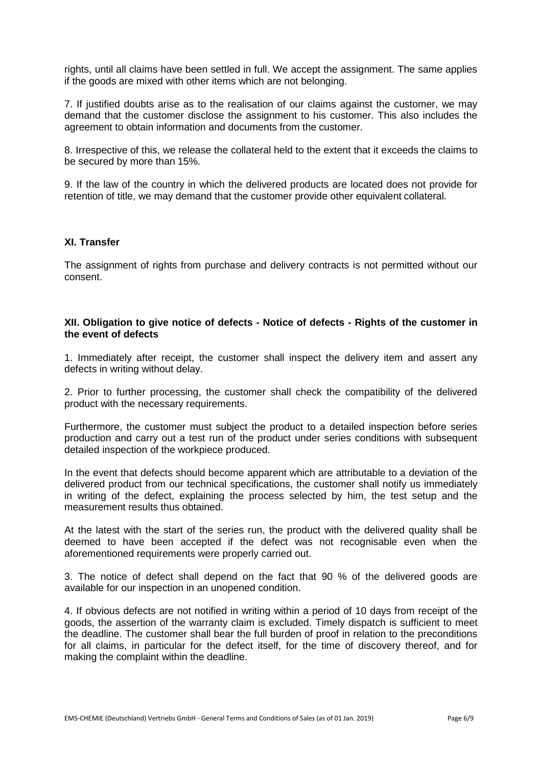rights, until all claims have been settled in full. We accept the assignment. The same applies if the goods are mixed with other items which are not belonging.

7. If justified doubts arise as to the realisation of our claims against the customer, we may demand that the customer disclose the assignment to his customer. This also includes the agreement to obtain information and documents from the customer.

8. Irrespective of this, we release the collateral held to the extent that it exceeds the claims to be secured by more than 15%.

9. If the law of the country in which the delivered products are located does not provide for retention of title, we may demand that the customer provide other equivalent collateral.

## XI. Transfer

The assignment of rights from purchase and delivery contracts is not permitted without our consent.

## XII. Obligation to give notice of defects - Notice of defects - Rights of the customer in the event of defects

1. Immediately after receipt, the customer shall inspect the delivery item and assert any defects in writing without delay.

2. Prior to further processing, the customer shall check the compatibility of the delivered product with the necessary requirements.

Furthermore, the customer must subject the product to a detailed inspection before series production and carry out a test run of the product under series conditions with subsequent detailed inspection of the workpiece produced.

In the event that defects should become apparent which are attributable to a deviation of the delivered product from our technical specifications, the customer shall notify us immediately in writing of the defect, explaining the process selected by him, the test setup and the measurement results thus obtained.

At the latest with the start of the series run, the product with the delivered quality shall be deemed to have been accepted if the defect was not recognisable even when the aforementioned requirements were properly carried out.

3. The notice of defect shall depend on the fact that 90 % of the delivered goods are available for our inspection in an unopened condition.

4. If obvious defects are not notified in writing within a period of 10 days from receipt of the goods, the assertion of the warranty claim is excluded. Timely dispatch is sufficient to meet the deadline. The customer shall bear the full burden of proof in relation to the preconditions for all claims, in particular for the defect itself, for the time of discovery thereof, and for making the complaint within the deadline.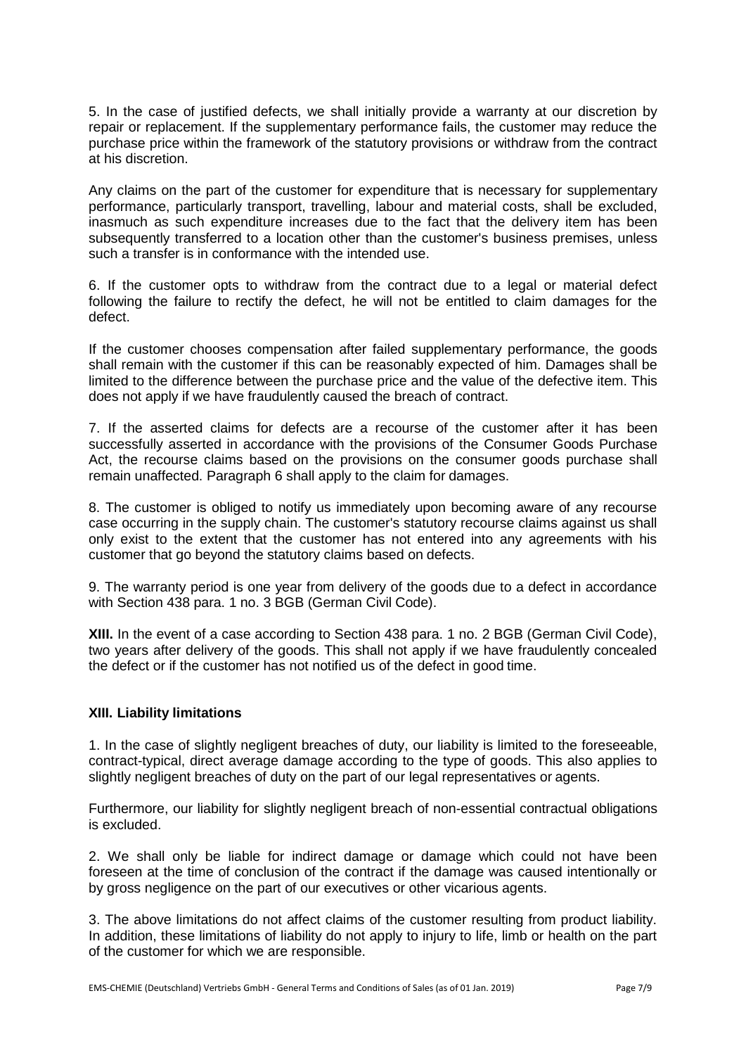5. In the case of justified defects, we shall initially provide a warranty at our discretion by repair or replacement. If the supplementary performance fails, the customer may reduce the purchase price within the framework of the statutory provisions or withdraw from the contract at his discretion.

Any claims on the part of the customer for expenditure that is necessary for supplementary performance, particularly transport, travelling, labour and material costs, shall be excluded, inasmuch as such expenditure increases due to the fact that the delivery item has been subsequently transferred to a location other than the customer's business premises, unless such a transfer is in conformance with the intended use.

6. If the customer opts to withdraw from the contract due to a legal or material defect following the failure to rectify the defect, he will not be entitled to claim damages for the defect.

If the customer chooses compensation after failed supplementary performance, the goods shall remain with the customer if this can be reasonably expected of him. Damages shall be limited to the difference between the purchase price and the value of the defective item. This does not apply if we have fraudulently caused the breach of contract.

7. If the asserted claims for defects are a recourse of the customer after it has been successfully asserted in accordance with the provisions of the Consumer Goods Purchase Act, the recourse claims based on the provisions on the consumer goods purchase shall remain unaffected. Paragraph 6 shall apply to the claim for damages.

8. The customer is obliged to notify us immediately upon becoming aware of any recourse case occurring in the supply chain. The customer's statutory recourse claims against us shall only exist to the extent that the customer has not entered into any agreements with his customer that go beyond the statutory claims based on defects.

9. The warranty period is one year from delivery of the goods due to a defect in accordance with Section 438 para. 1 no. 3 BGB (German Civil Code).

**XIII.** In the event of a case according to Section 438 para. 1 no. 2 BGB (German Civil Code), two years after delivery of the goods. This shall not apply if we have fraudulently concealed the defect or if the customer has not notified us of the defect in good time.

## XIII. Liability limitations

1. In the case of slightly negligent breaches of duty, our liability is limited to the foreseeable, contract-typical, direct average damage according to the type of goods. This also applies to slightly negligent breaches of duty on the part of our legal representatives or agents.

Furthermore, our liability for slightly negligent breach of non-essential contractual obligations is excluded.

2. We shall only be liable for indirect damage or damage which could not have been foreseen at the time of conclusion of the contract if the damage was caused intentionally or by gross negligence on the part of our executives or other vicarious agents.

3. The above limitations do not affect claims of the customer resulting from product liability. In addition, these limitations of liability do not apply to injury to life, limb or health on the part of the customer for which we are responsible.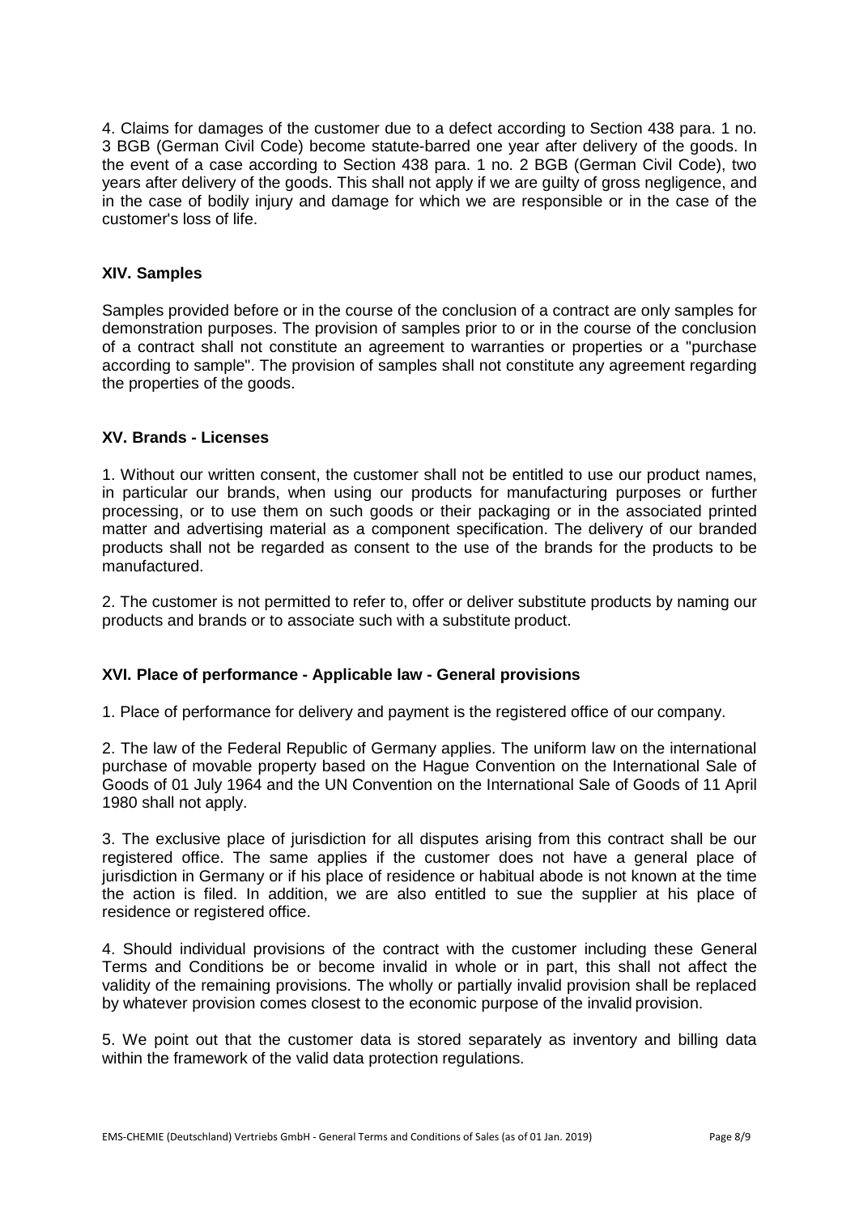4. Claims for damages of the customer due to a defect according to Section 438 para. 1 no. 3 BGB (German Civil Code) become statute-barred one year after delivery of the goods. In the event of a case according to Section 438 para. 1 no. 2 BGB (German Civil Code), two years after delivery of the goods. This shall not apply if we are guilty of gross negligence, and in the case of bodily injury and damage for which we are responsible or in the case of the customer's loss of life.

## XIV. Samples

Samples provided before or in the course of the conclusion of a contract are only samples for demonstration purposes. The provision of samples prior to or in the course of the conclusion of a contract shall not constitute an agreement to warranties or properties or a "purchase according to sample". The provision of samples shall not constitute any agreement regarding the properties of the goods.

## XV. Brands - Licenses

1. Without our written consent, the customer shall not be entitled to use our product names, in particular our brands, when using our products for manufacturing purposes or further processing, or to use them on such goods or their packaging or in the associated printed matter and advertising material as a component specification. The delivery of our branded products shall not be regarded as consent to the use of the brands for the products to be manufactured.

2. The customer is not permitted to refer to, offer or deliver substitute products by naming our products and brands or to associate such with a substitute product.

## XVI. Place of performance - Applicable law - General provisions

1. Place of performance for delivery and payment is the registered office of our company.

2. The law of the Federal Republic of Germany applies. The uniform law on the international purchase of movable property based on the Hague Convention on the International Sale of Goods of 01 July 1964 and the UN Convention on the International Sale of Goods of 11 April 1980 shall not apply.

3. The exclusive place of jurisdiction for all disputes arising from this contract shall be our registered office. The same applies if the customer does not have a general place of jurisdiction in Germany or if his place of residence or habitual abode is not known at the time the action is filed. In addition, we are also entitled to sue the supplier at his place of residence or registered office.

4. Should individual provisions of the contract with the customer including these General Terms and Conditions be or become invalid in whole or in part, this shall not affect the validity of the remaining provisions. The wholly or partially invalid provision shall be replaced by whatever provision comes closest to the economic purpose of the invalid provision.

5. We point out that the customer data is stored separately as inventory and billing data within the framework of the valid data protection regulations.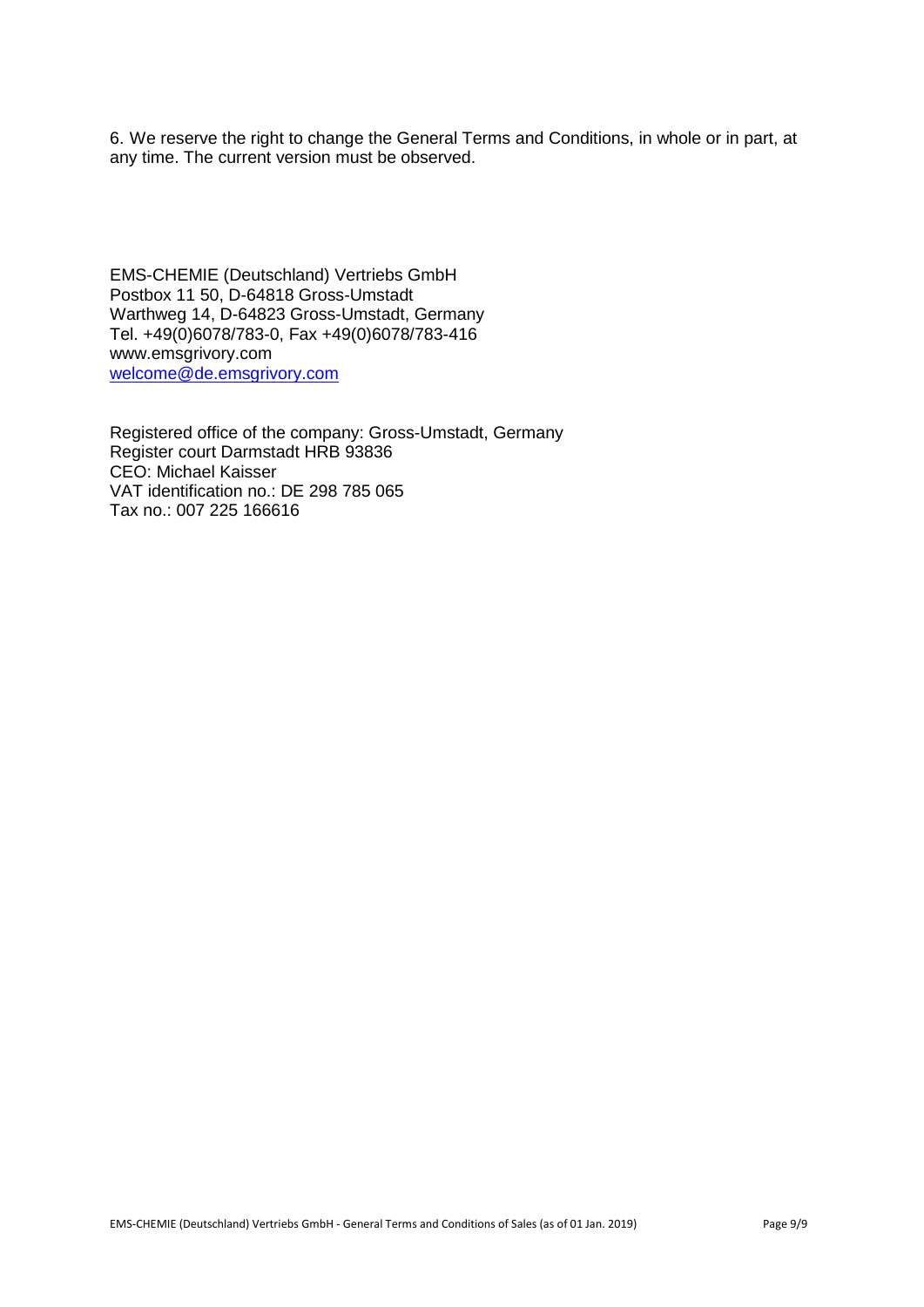6. We reserve the right to change the General Terms and Conditions, in whole or in part, at any time. The current version must be observed.

EMS-CHEMIE (Deutschland) Vertriebs GmbH
Postbox 11 50, D-64818 Gross-Umstadt
Warthweg 14, D-64823 Gross-Umstadt, Germany
Tel. +49(0)6078/783-0, Fax +49(0)6078/783-416
www.emsgrivory.com
welcome@de.emsgrivory.com

Registered office of the company: Gross-Umstadt, Germany
Register court Darmstadt HRB 93836
CEO: Michael Kaisser
VAT identification no.: DE 298 785 065
Tax no.: 007 225 166616